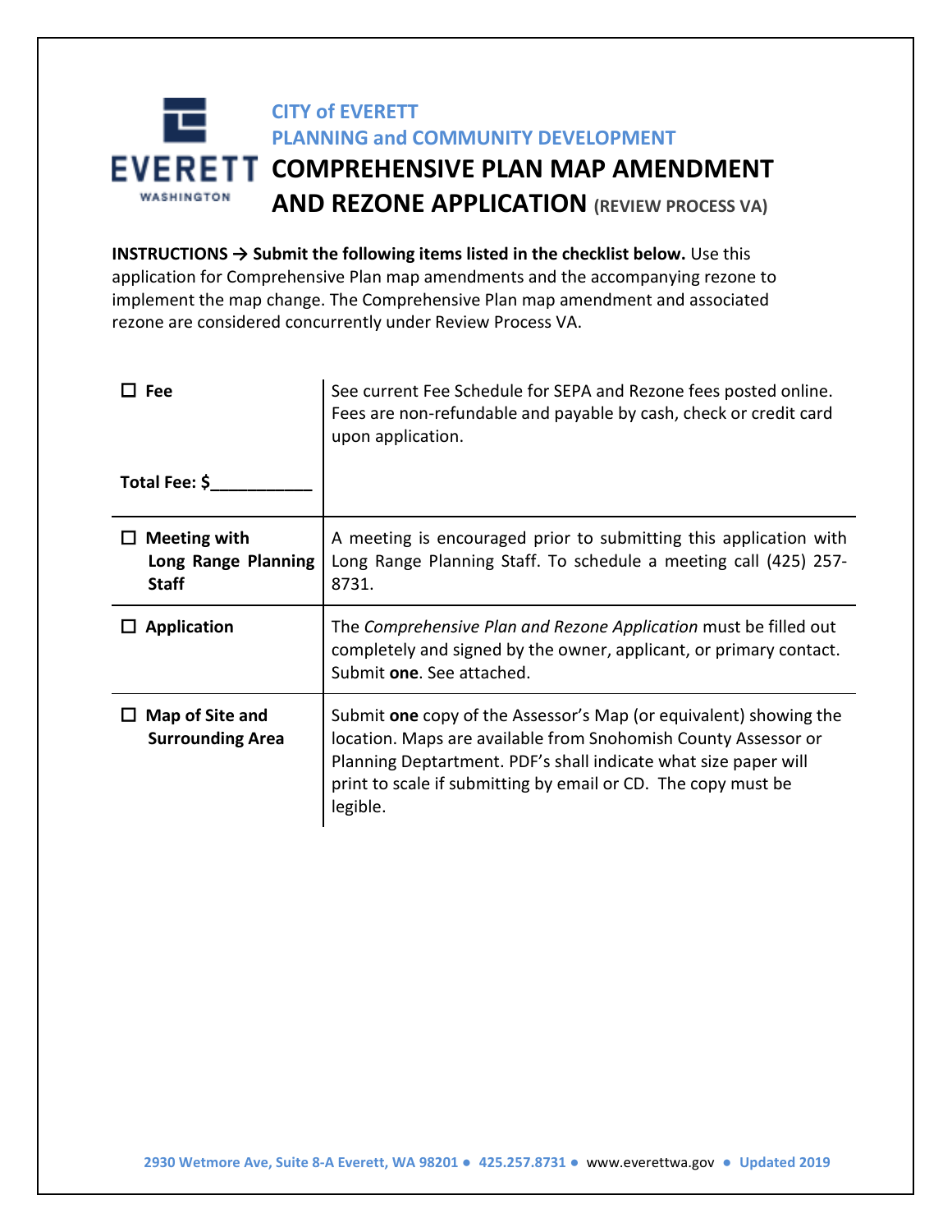# CITY of EVERETT

## PLANNING and COMMUNITY DEVELOPMENT

# COMPREHENSIVE PLAN MAP AMENDMENT AND REZONE APPLICATION (REVIEW PROCESS VA)

**INSTRUCTIONS → Submit the following items listed in the checklist below.** Use this application for Comprehensive Plan map amendments and the accompanying rezone to implement the map change. The Comprehensive Plan map amendment and associated rezone are considered concurrently under Review Process VA.

| | |
|---|---|
| ☐ **Fee**<br><br>**Total Fee: $__________** | See current Fee Schedule for SEPA and Rezone fees posted online. Fees are non-refundable and payable by cash, check or credit card upon application. |
| ☐ **Meeting with Long Range Planning Staff** | A meeting is encouraged prior to submitting this application with Long Range Planning Staff. To schedule a meeting call (425) 257-8731. |
| ☐ **Application** | The *Comprehensive Plan and Rezone Application* must be filled out completely and signed by the owner, applicant, or primary contact. Submit **one**. See attached. |
| ☐ **Map of Site and Surrounding Area** | Submit **one** copy of the Assessor's Map (or equivalent) showing the location. Maps are available from Snohomish County Assessor or Planning Deptartment. PDF's shall indicate what size paper will print to scale if submitting by email or CD. The copy must be legible. |

2930 Wetmore Ave, Suite 8-A Everett, WA 98201 ● 425.257.8731 ● www.everettwa.gov ● Updated 2019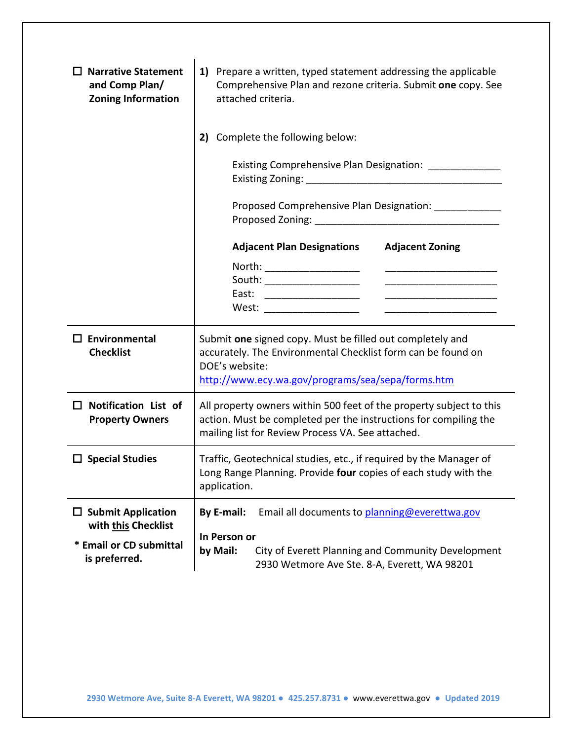| | |
|---|---|
| ☐ **Narrative Statement and Comp Plan/ Zoning Information** | **1)** Prepare a written, typed statement addressing the applicable Comprehensive Plan and rezone criteria. Submit **one** copy. See attached criteria.<br><br>**2)** Complete the following below:<br><br>Existing Comprehensive Plan Designation: _____________<br>Existing Zoning: ___________________________________<br><br>Proposed Comprehensive Plan Designation: ____________<br>Proposed Zoning: __________________________________<br><br>**Adjacent Plan Designations** / **Adjacent Zoning**<br>North: _________________ / ____________________<br>South: _________________ / ____________________<br>East: _________________ / ____________________<br>West: _________________ / ____________________ |
| ☐ **Environmental Checklist** | Submit **one** signed copy. Must be filled out completely and accurately. The Environmental Checklist form can be found on DOE's website: [http://www.ecy.wa.gov/programs/sea/sepa/forms.htm](http://www.ecy.wa.gov/programs/sea/sepa/forms.htm) |
| ☐ **Notification List of Property Owners** | All property owners within 500 feet of the property subject to this action. Must be completed per the instructions for compiling the mailing list for Review Process VA. See attached. |
| ☐ **Special Studies** | Traffic, Geotechnical studies, etc., if required by the Manager of Long Range Planning. Provide **four** copies of each study with the application. |
| ☐ **Submit Application with <u>this</u> Checklist**<br><br>*** Email or CD submittal is preferred.** | **By E-mail:** Email all documents to [planning@everettwa.gov](mailto:planning@everettwa.gov)<br><br>**In Person or by Mail:** City of Everett Planning and Community Development<br>2930 Wetmore Ave Ste. 8-A, Everett, WA 98201 |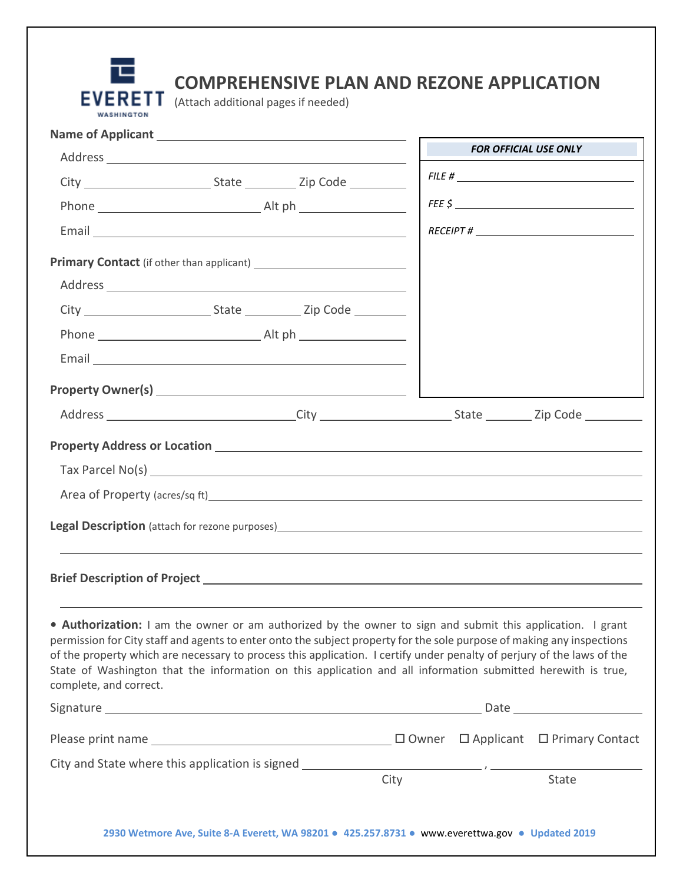# COMPREHENSIVE PLAN AND REZONE APPLICATION

(Attach additional pages if needed)

**Name of Applicant** ______________________________

Address ______________________________

City ____________ State ________ Zip Code ________

Phone ________________ Alt ph ____________

Email ______________________________

***FOR OFFICIAL USE ONLY***

*FILE #* ________________

*FEE $* ________________

*RECEIPT #* ________________

**Primary Contact** (if other than applicant) ______________________________

Address ______________________________

City ____________ State ________ Zip Code ________

Phone ________________ Alt ph ____________

Email ______________________________

**Property Owner(s)** ______________________________

Address ________________ City ____________ State ________ Zip Code ________

**Property Address or Location** ______________________________

Tax Parcel No(s) ______________________________

Area of Property (acres/sq ft) ______________________________

**Legal Description** (attach for rezone purposes) ______________________________

______________________________

**Brief Description of Project** ______________________________

______________________________

• **Authorization:** I am the owner or am authorized by the owner to sign and submit this application. I grant permission for City staff and agents to enter onto the subject property for the sole purpose of making any inspections of the property which are necessary to process this application. I certify under penalty of perjury of the laws of the State of Washington that the information on this application and all information submitted herewith is true, complete, and correct.

Signature ______________________________ Date ____________

Please print name ______________________________ ☐ Owner ☐ Applicant ☐ Primary Contact

City and State where this application is signed ________________ , ________________
City State

2930 Wetmore Ave, Suite 8-A Everett, WA 98201 ● 425.257.8731 ● www.everettwa.gov ● Updated 2019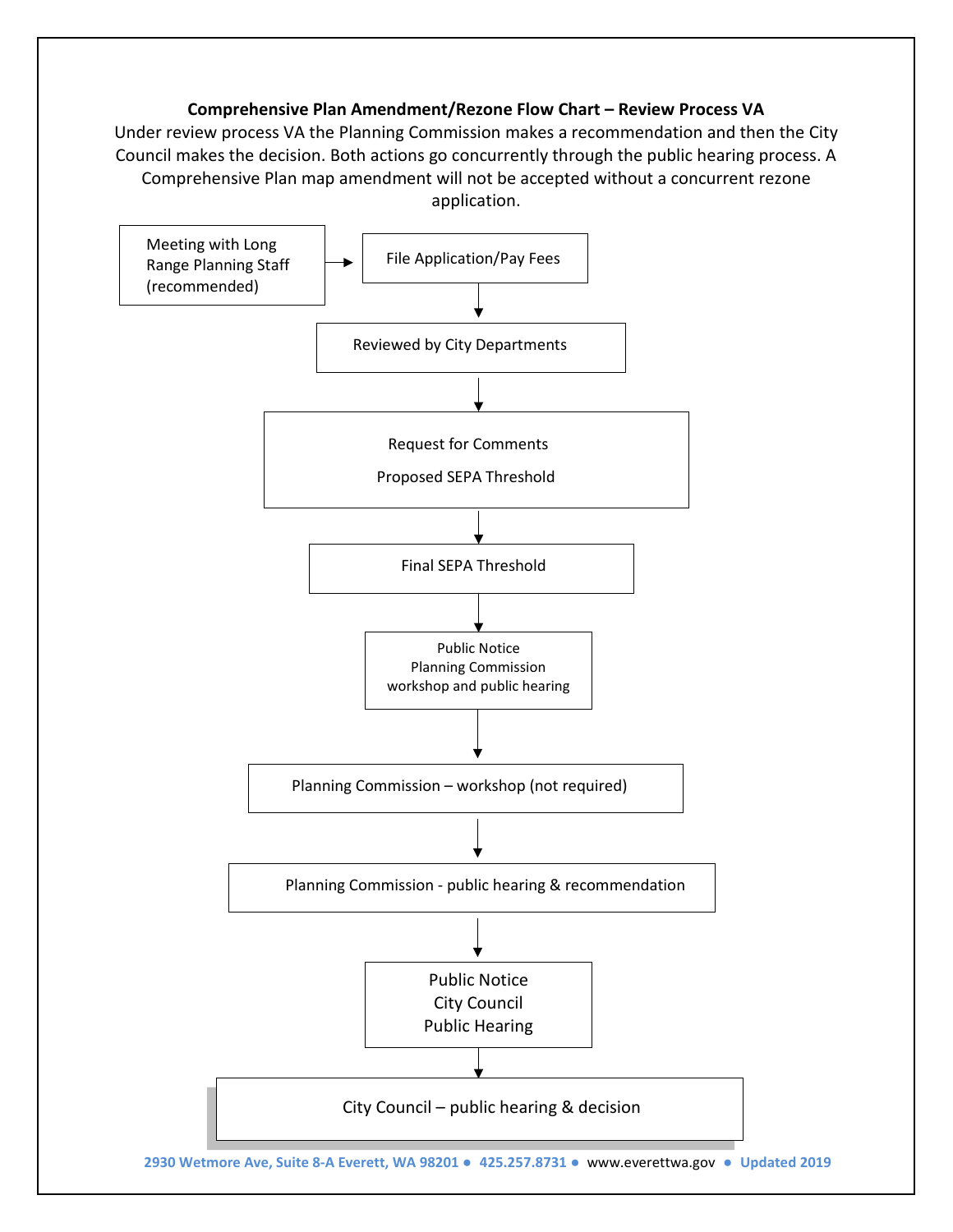## Comprehensive Plan Amendment/Rezone Flow Chart – Review Process VA

Under review process VA the Planning Commission makes a recommendation and then the City Council makes the decision. Both actions go concurrently through the public hearing process. A Comprehensive Plan map amendment will not be accepted without a concurrent rezone application.

- Meeting with Long Range Planning Staff (recommended) →
- File Application/Pay Fees
- ↓
- Reviewed by City Departments
- ↓
- Request for Comments
  Proposed SEPA Threshold
- ↓
- Final SEPA Threshold
- ↓
- Public Notice
  Planning Commission
  workshop and public hearing
- ↓
- Planning Commission – workshop (not required)
- ↓
- Planning Commission - public hearing & recommendation
- ↓
- Public Notice
  City Council
  Public Hearing
- ↓
- City Council – public hearing & decision

2930 Wetmore Ave, Suite 8-A Everett, WA 98201 ● 425.257.8731 ● www.everettwa.gov ● Updated 2019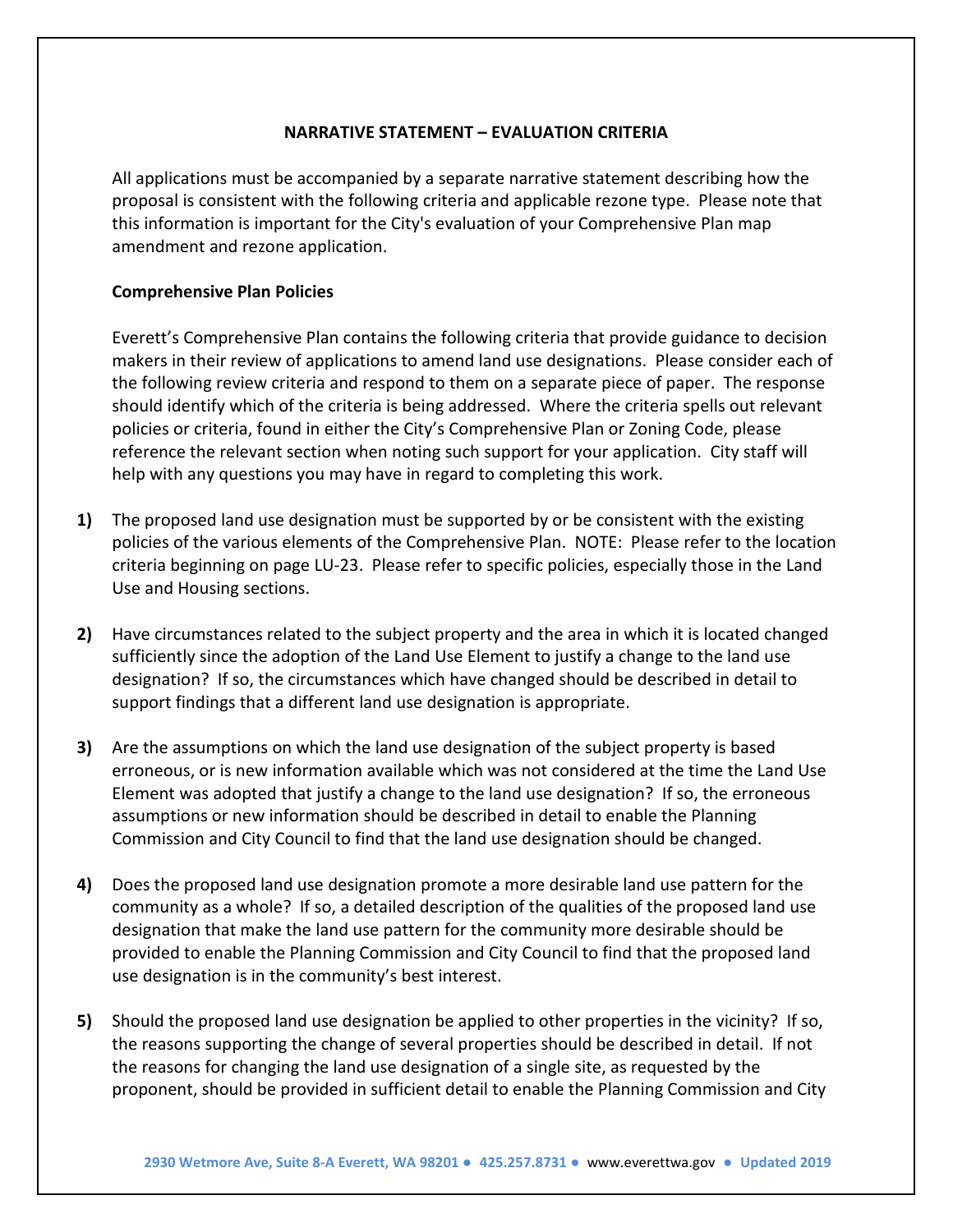## NARRATIVE STATEMENT – EVALUATION CRITERIA

All applications must be accompanied by a separate narrative statement describing how the proposal is consistent with the following criteria and applicable rezone type. Please note that this information is important for the City's evaluation of your Comprehensive Plan map amendment and rezone application.

### Comprehensive Plan Policies

Everett's Comprehensive Plan contains the following criteria that provide guidance to decision makers in their review of applications to amend land use designations. Please consider each of the following review criteria and respond to them on a separate piece of paper. The response should identify which of the criteria is being addressed. Where the criteria spells out relevant policies or criteria, found in either the City's Comprehensive Plan or Zoning Code, please reference the relevant section when noting such support for your application. City staff will help with any questions you may have in regard to completing this work.

**1)** The proposed land use designation must be supported by or be consistent with the existing policies of the various elements of the Comprehensive Plan. NOTE: Please refer to the location criteria beginning on page LU-23. Please refer to specific policies, especially those in the Land Use and Housing sections.

**2)** Have circumstances related to the subject property and the area in which it is located changed sufficiently since the adoption of the Land Use Element to justify a change to the land use designation? If so, the circumstances which have changed should be described in detail to support findings that a different land use designation is appropriate.

**3)** Are the assumptions on which the land use designation of the subject property is based erroneous, or is new information available which was not considered at the time the Land Use Element was adopted that justify a change to the land use designation? If so, the erroneous assumptions or new information should be described in detail to enable the Planning Commission and City Council to find that the land use designation should be changed.

**4)** Does the proposed land use designation promote a more desirable land use pattern for the community as a whole? If so, a detailed description of the qualities of the proposed land use designation that make the land use pattern for the community more desirable should be provided to enable the Planning Commission and City Council to find that the proposed land use designation is in the community's best interest.

**5)** Should the proposed land use designation be applied to other properties in the vicinity? If so, the reasons supporting the change of several properties should be described in detail. If not the reasons for changing the land use designation of a single site, as requested by the proponent, should be provided in sufficient detail to enable the Planning Commission and City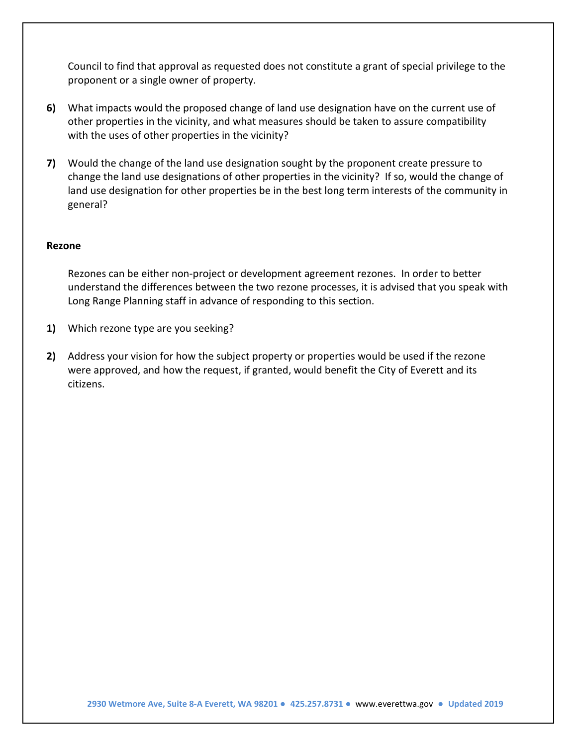Council to find that approval as requested does not constitute a grant of special privilege to the proponent or a single owner of property.

**6)** What impacts would the proposed change of land use designation have on the current use of other properties in the vicinity, and what measures should be taken to assure compatibility with the uses of other properties in the vicinity?

**7)** Would the change of the land use designation sought by the proponent create pressure to change the land use designations of other properties in the vicinity? If so, would the change of land use designation for other properties be in the best long term interests of the community in general?

**Rezone**

Rezones can be either non-project or development agreement rezones. In order to better understand the differences between the two rezone processes, it is advised that you speak with Long Range Planning staff in advance of responding to this section.

**1)** Which rezone type are you seeking?

**2)** Address your vision for how the subject property or properties would be used if the rezone were approved, and how the request, if granted, would benefit the City of Everett and its citizens.